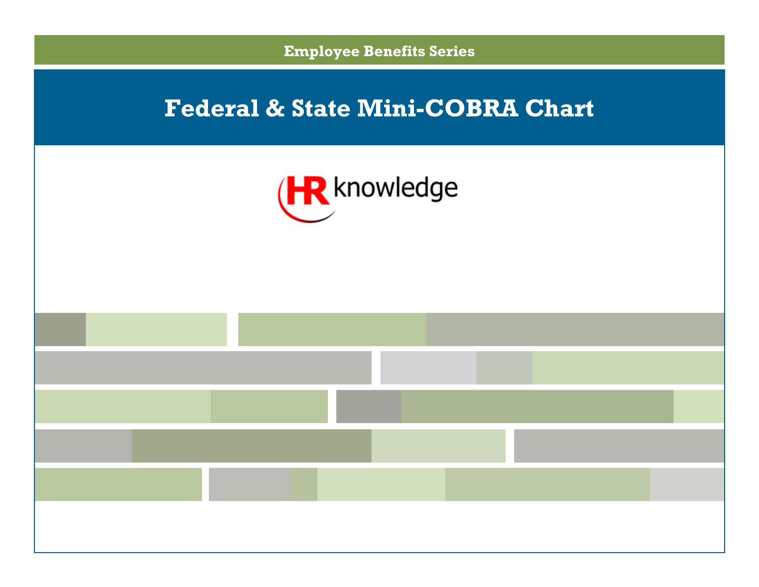Employee Benefits Series

# Federal & State Mini-COBRA Chart

HR knowledge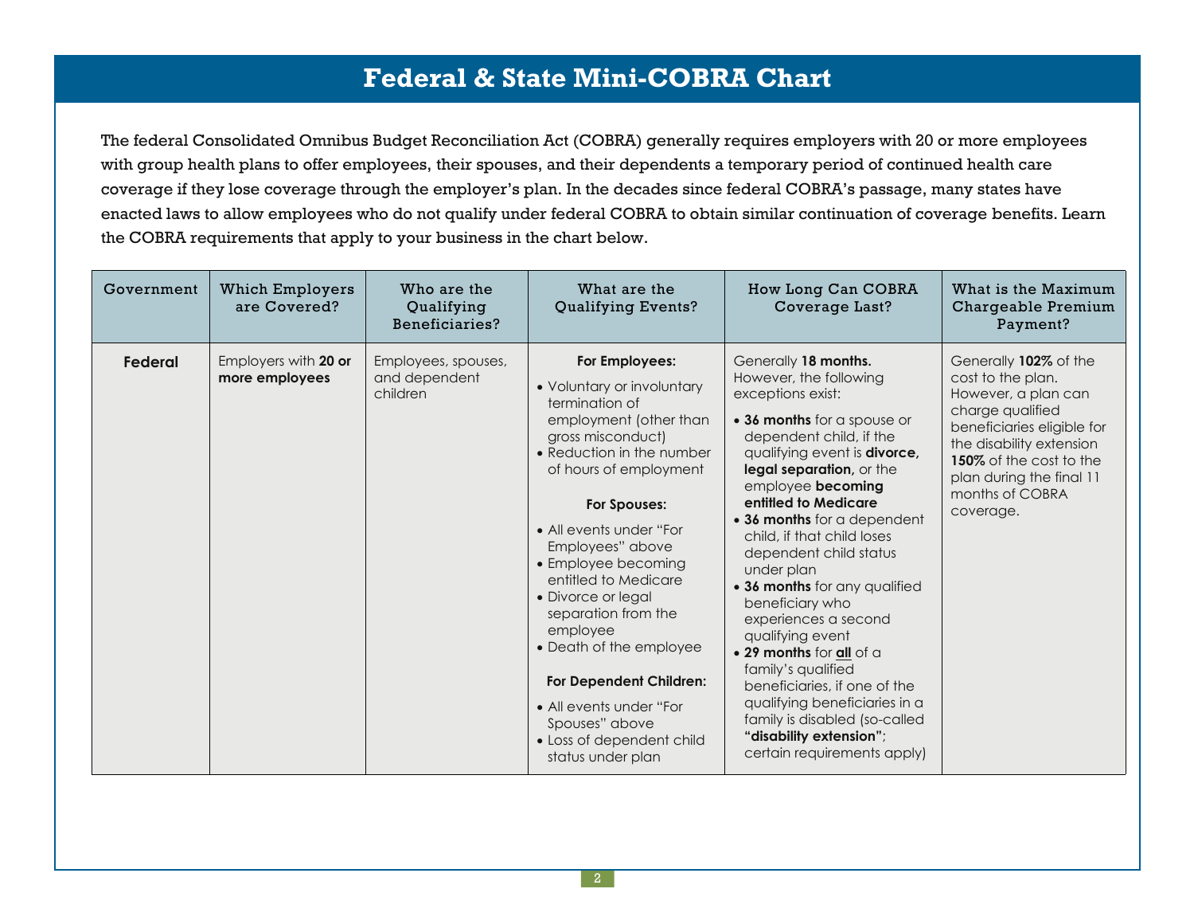# Federal & State Mini-COBRA Chart

The federal Consolidated Omnibus Budget Reconciliation Act (COBRA) generally requires employers with 20 or more employees with group health plans to offer employees, their spouses, and their dependents a temporary period of continued health care coverage if they lose coverage through the employer's plan. In the decades since federal COBRA's passage, many states have enacted laws to allow employees who do not qualify under federal COBRA to obtain similar continuation of coverage benefits. Learn the COBRA requirements that apply to your business in the chart below.

| Government | Which Employers are Covered? | Who are the Qualifying Beneficiaries? | What are the Qualifying Events? | How Long Can COBRA Coverage Last? | What is the Maximum Chargeable Premium Payment? |
|---|---|---|---|---|---|
| **Federal** | Employers with **20 or more employees** | Employees, spouses, and dependent children | **For Employees:**<br>• Voluntary or involuntary termination of employment (other than gross misconduct)<br>• Reduction in the number of hours of employment<br>**For Spouses:**<br>• All events under "For Employees" above<br>• Employee becoming entitled to Medicare<br>• Divorce or legal separation from the employee<br>• Death of the employee<br>**For Dependent Children:**<br>• All events under "For Spouses" above<br>• Loss of dependent child status under plan | Generally **18 months.** However, the following exceptions exist:<br>• **36 months** for a spouse or dependent child, if the qualifying event is **divorce, legal separation,** or the employee **becoming entitled to Medicare**<br>• **36 months** for a dependent child, if that child loses dependent child status under plan<br>• **36 months** for any qualified beneficiary who experiences a second qualifying event<br>• **29 months** for **all** of a family's qualified beneficiaries, if one of the qualifying beneficiaries in a family is disabled (so-called **"disability extension"**; certain requirements apply) | Generally **102%** of the cost to the plan. However, a plan can charge qualified beneficiaries eligible for the disability extension **150%** of the cost to the plan during the final 11 months of COBRA coverage. |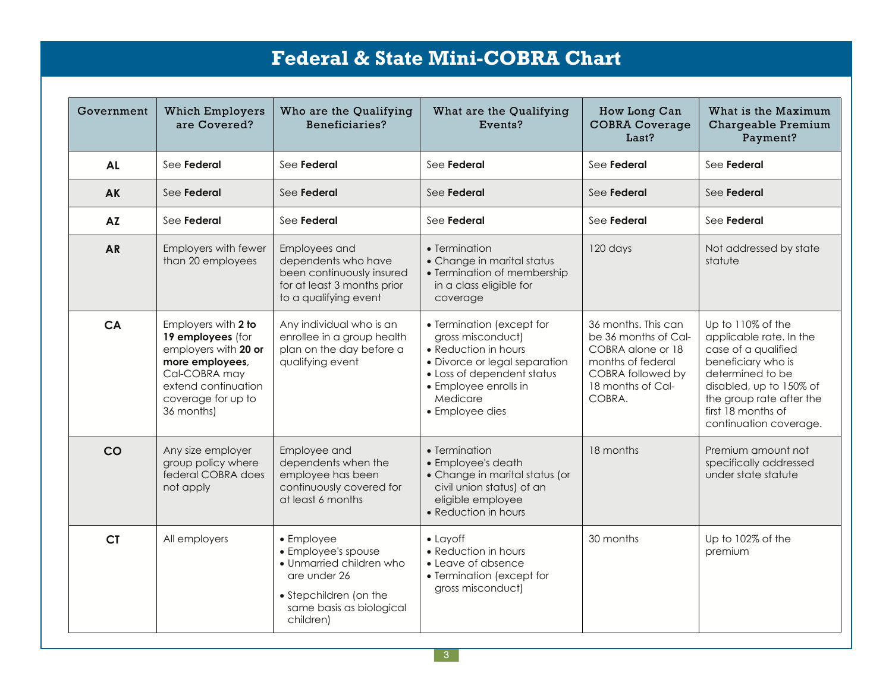# Federal & State Mini-COBRA Chart

| Government | Which Employers are Covered? | Who are the Qualifying Beneficiaries? | What are the Qualifying Events? | How Long Can COBRA Coverage Last? | What is the Maximum Chargeable Premium Payment? |
|---|---|---|---|---|---|
| **AL** | See **Federal** | See **Federal** | See **Federal** | See **Federal** | See **Federal** |
| **AK** | See **Federal** | See **Federal** | See **Federal** | See **Federal** | See **Federal** |
| **AZ** | See **Federal** | See **Federal** | See **Federal** | See **Federal** | See **Federal** |
| **AR** | Employers with fewer than 20 employees | Employees and dependents who have been continuously insured for at least 3 months prior to a qualifying event | • Termination<br>• Change in marital status<br>• Termination of membership in a class eligible for coverage | 120 days | Not addressed by state statute |
| **CA** | Employers with **2 to 19 employees** (for employers with **20 or more employees**, Cal-COBRA may extend continuation coverage for up to 36 months) | Any individual who is an enrollee in a group health plan on the day before a qualifying event | • Termination (except for gross misconduct)<br>• Reduction in hours<br>• Divorce or legal separation<br>• Loss of dependent status<br>• Employee enrolls in Medicare<br>• Employee dies | 36 months. This can be 36 months of Cal-COBRA alone or 18 months of federal COBRA followed by 18 months of Cal-COBRA. | Up to 110% of the applicable rate. In the case of a qualified beneficiary who is determined to be disabled, up to 150% of the group rate after the first 18 months of continuation coverage. |
| **CO** | Any size employer group policy where federal COBRA does not apply | Employee and dependents when the employee has been continuously covered for at least 6 months | • Termination<br>• Employee's death<br>• Change in marital status (or civil union status) of an eligible employee<br>• Reduction in hours | 18 months | Premium amount not specifically addressed under state statute |
| **CT** | All employers | • Employee<br>• Employee's spouse<br>• Unmarried children who are under 26<br>• Stepchildren (on the same basis as biological children) | • Layoff<br>• Reduction in hours<br>• Leave of absence<br>• Termination (except for gross misconduct) | 30 months | Up to 102% of the premium |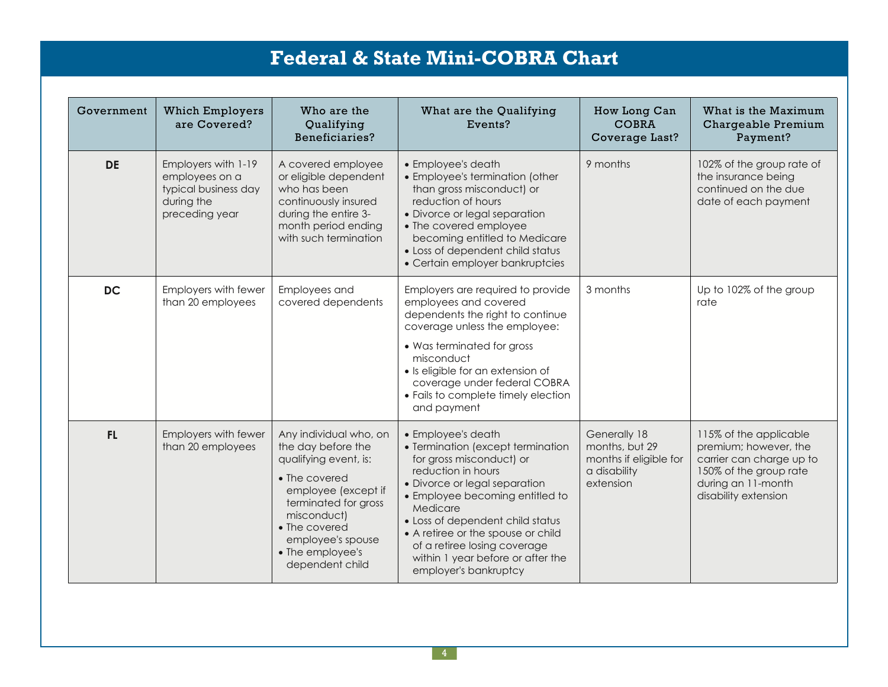# Federal & State Mini-COBRA Chart

| Government | Which Employers are Covered? | Who are the Qualifying Beneficiaries? | What are the Qualifying Events? | How Long Can COBRA Coverage Last? | What is the Maximum Chargeable Premium Payment? |
|---|---|---|---|---|---|
| **DE** | Employers with 1-19 employees on a typical business day during the preceding year | A covered employee or eligible dependent who has been continuously insured during the entire 3-month period ending with such termination | • Employee's death<br>• Employee's termination (other than gross misconduct) or reduction of hours<br>• Divorce or legal separation<br>• The covered employee becoming entitled to Medicare<br>• Loss of dependent child status<br>• Certain employer bankruptcies | 9 months | 102% of the group rate of the insurance being continued on the due date of each payment |
| **DC** | Employers with fewer than 20 employees | Employees and covered dependents | Employers are required to provide employees and covered dependents the right to continue coverage unless the employee:<br>• Was terminated for gross misconduct<br>• Is eligible for an extension of coverage under federal COBRA<br>• Fails to complete timely election and payment | 3 months | Up to 102% of the group rate |
| **FL** | Employers with fewer than 20 employees | Any individual who, on the day before the qualifying event, is:<br>• The covered employee (except if terminated for gross misconduct)<br>• The covered employee's spouse<br>• The employee's dependent child | • Employee's death<br>• Termination (except termination for gross misconduct) or reduction in hours<br>• Divorce or legal separation<br>• Employee becoming entitled to Medicare<br>• Loss of dependent child status<br>• A retiree or the spouse or child of a retiree losing coverage within 1 year before or after the employer's bankruptcy | Generally 18 months, but 29 months if eligible for a disability extension | 115% of the applicable premium; however, the carrier can charge up to 150% of the group rate during an 11-month disability extension |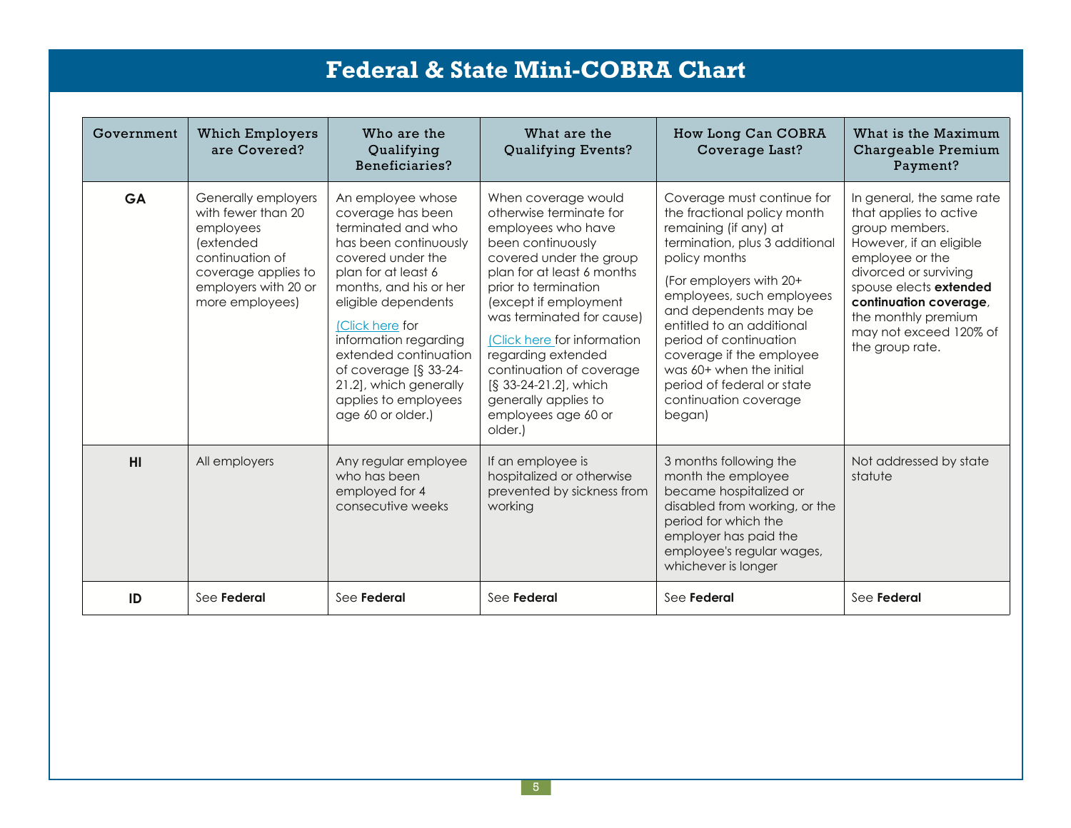# Federal & State Mini-COBRA Chart

| Government | Which Employers are Covered? | Who are the Qualifying Beneficiaries? | What are the Qualifying Events? | How Long Can COBRA Coverage Last? | What is the Maximum Chargeable Premium Payment? |
|---|---|---|---|---|---|
| **GA** | Generally employers with fewer than 20 employees (extended continuation of coverage applies to employers with 20 or more employees) | An employee whose coverage has been terminated and who has been continuously covered under the plan for at least 6 months, and his or her eligible dependents<br><br>(Click here for information regarding extended continuation of coverage [§ 33-24-21.2], which generally applies to employees age 60 or older.) | When coverage would otherwise terminate for employees who have been continuously covered under the group plan for at least 6 months prior to termination (except if employment was terminated for cause)<br><br>(Click here for information regarding extended continuation of coverage [§ 33-24-21.2], which generally applies to employees age 60 or older.) | Coverage must continue for the fractional policy month remaining (if any) at termination, plus 3 additional policy months<br><br>(For employers with 20+ employees, such employees and dependents may be entitled to an additional period of continuation coverage if the employee was 60+ when the initial period of federal or state continuation coverage began) | In general, the same rate that applies to active group members. However, if an eligible employee or the divorced or surviving spouse elects **extended continuation coverage**, the monthly premium may not exceed 120% of the group rate. |
| **HI** | All employers | Any regular employee who has been employed for 4 consecutive weeks | If an employee is hospitalized or otherwise prevented by sickness from working | 3 months following the month the employee became hospitalized or disabled from working, or the period for which the employer has paid the employee's regular wages, whichever is longer | Not addressed by state statute |
| **ID** | See **Federal** | See **Federal** | See **Federal** | See **Federal** | See **Federal** |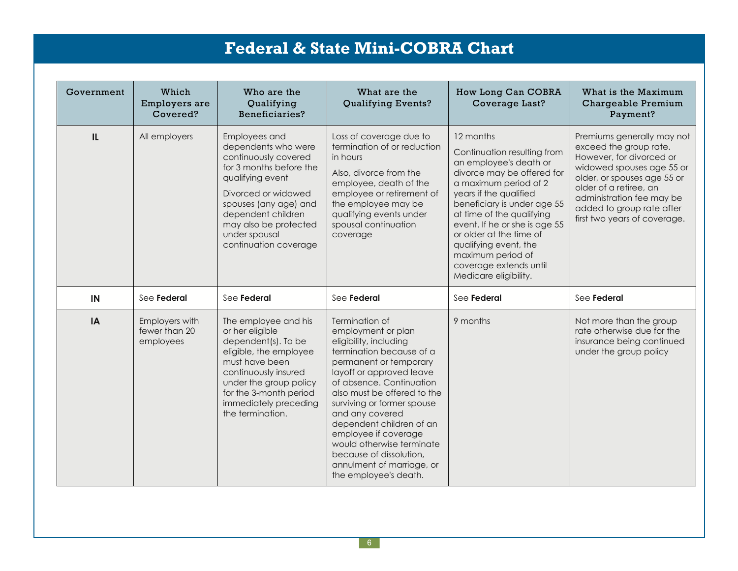# Federal & State Mini-COBRA Chart

| Government | Which Employers are Covered? | Who are the Qualifying Beneficiaries? | What are the Qualifying Events? | How Long Can COBRA Coverage Last? | What is the Maximum Chargeable Premium Payment? |
|---|---|---|---|---|---|
| **IL** | All employers | Employees and dependents who were continuously covered for 3 months before the qualifying event<br><br>Divorced or widowed spouses (any age) and dependent children may also be protected under spousal continuation coverage | Loss of coverage due to termination of or reduction in hours<br><br>Also, divorce from the employee, death of the employee or retirement of the employee may be qualifying events under spousal continuation coverage | 12 months<br><br>Continuation resulting from an employee's death or divorce may be offered for a maximum period of 2 years if the qualified beneficiary is under age 55 at time of the qualifying event. If he or she is age 55 or older at the time of qualifying event, the maximum period of coverage extends until Medicare eligibility. | Premiums generally may not exceed the group rate. However, for divorced or widowed spouses age 55 or older, or spouses age 55 or older of a retiree, an administration fee may be added to group rate after first two years of coverage. |
| **IN** | See **Federal** | See **Federal** | See **Federal** | See **Federal** | See **Federal** |
| **IA** | Employers with fewer than 20 employees | The employee and his or her eligible dependent(s). To be eligible, the employee must have been continuously insured under the group policy for the 3-month period immediately preceding the termination. | Termination of employment or plan eligibility, including termination because of a permanent or temporary layoff or approved leave of absence. Continuation also must be offered to the surviving or former spouse and any covered dependent children of an employee if coverage would otherwise terminate because of dissolution, annulment of marriage, or the employee's death. | 9 months | Not more than the group rate otherwise due for the insurance being continued under the group policy |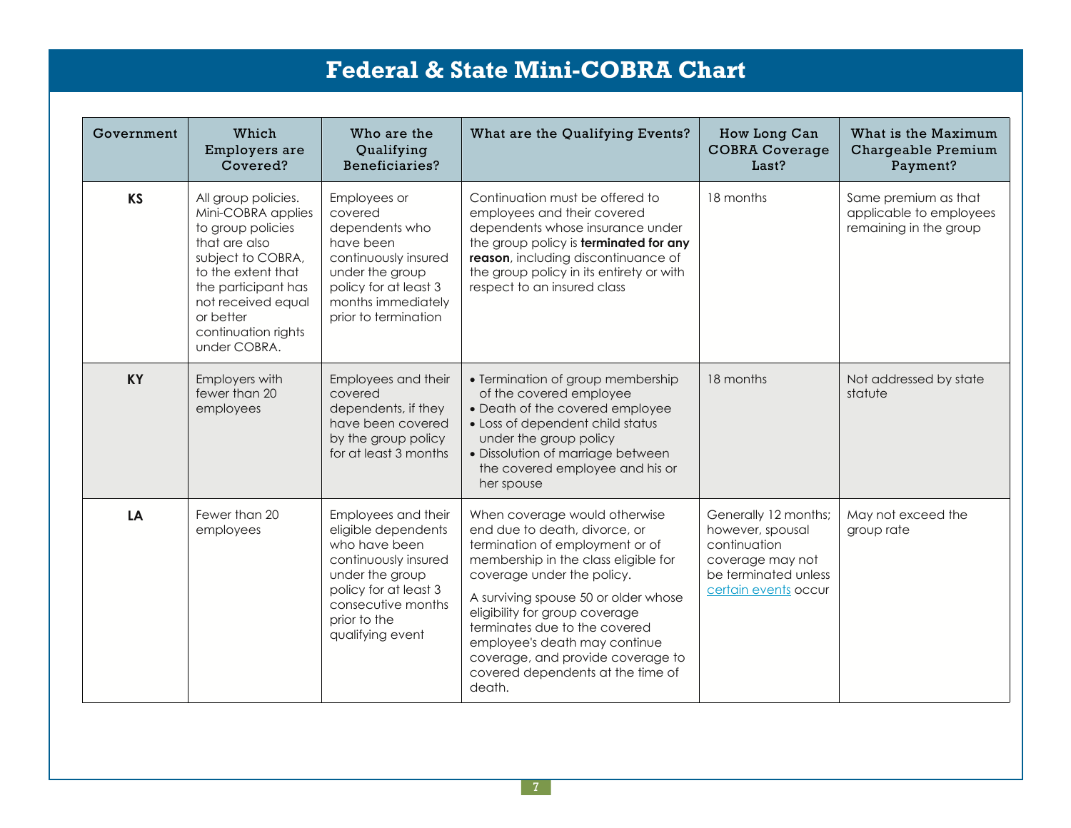# Federal & State Mini-COBRA Chart

| Government | Which Employers are Covered? | Who are the Qualifying Beneficiaries? | What are the Qualifying Events? | How Long Can COBRA Coverage Last? | What is the Maximum Chargeable Premium Payment? |
|---|---|---|---|---|---|
| **KS** | All group policies. Mini-COBRA applies to group policies that are also subject to COBRA, to the extent that the participant has not received equal or better continuation rights under COBRA. | Employees or covered dependents who have been continuously insured under the group policy for at least 3 months immediately prior to termination | Continuation must be offered to employees and their covered dependents whose insurance under the group policy is **terminated for any reason**, including discontinuance of the group policy in its entirety or with respect to an insured class | 18 months | Same premium as that applicable to employees remaining in the group |
| **KY** | Employers with fewer than 20 employees | Employees and their covered dependents, if they have been covered by the group policy for at least 3 months | • Termination of group membership of the covered employee<br>• Death of the covered employee<br>• Loss of dependent child status under the group policy<br>• Dissolution of marriage between the covered employee and his or her spouse | 18 months | Not addressed by state statute |
| **LA** | Fewer than 20 employees | Employees and their eligible dependents who have been continuously insured under the group policy for at least 3 consecutive months prior to the qualifying event | When coverage would otherwise end due to death, divorce, or termination of employment or of membership in the class eligible for coverage under the policy.<br><br>A surviving spouse 50 or older whose eligibility for group coverage terminates due to the covered employee's death may continue coverage, and provide coverage to covered dependents at the time of death. | Generally 12 months; however, spousal continuation coverage may not be terminated unless certain events occur | May not exceed the group rate |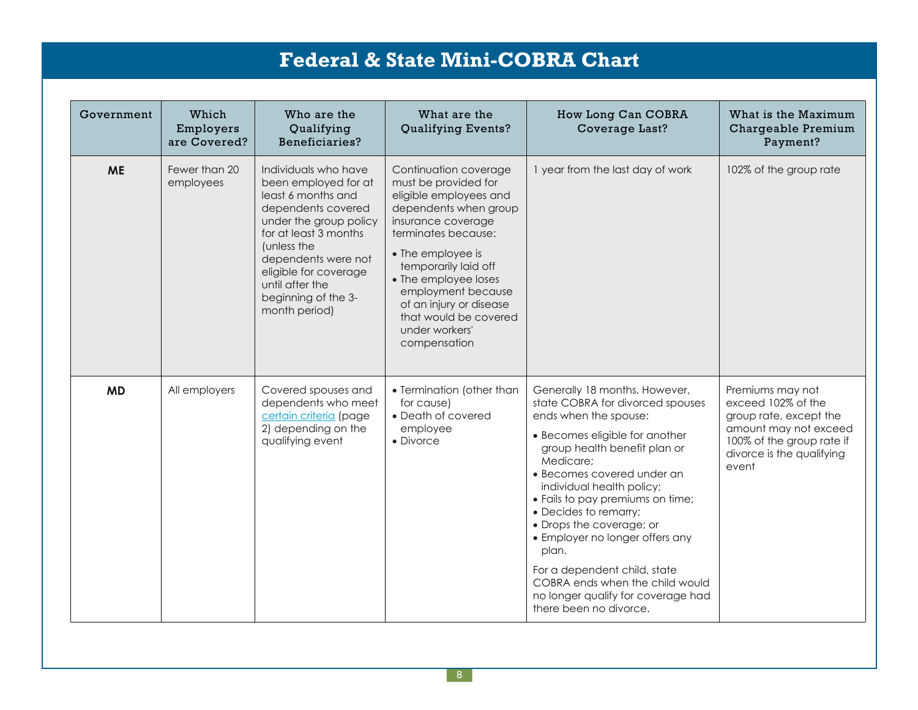# Federal & State Mini-COBRA Chart

| Government | Which Employers are Covered? | Who are the Qualifying Beneficiaries? | What are the Qualifying Events? | How Long Can COBRA Coverage Last? | What is the Maximum Chargeable Premium Payment? |
|---|---|---|---|---|---|
| **ME** | Fewer than 20 employees | Individuals who have been employed for at least 6 months and dependents covered under the group policy for at least 3 months (unless the dependents were not eligible for coverage until after the beginning of the 3-month period) | Continuation coverage must be provided for eligible employees and dependents when group insurance coverage terminates because:<br>• The employee is temporarily laid off<br>• The employee loses employment because of an injury or disease that would be covered under workers' compensation | 1 year from the last day of work | 102% of the group rate |
| **MD** | All employers | Covered spouses and dependents who meet certain criteria (page 2) depending on the qualifying event | • Termination (other than for cause)<br>• Death of covered employee<br>• Divorce | Generally 18 months. However, state COBRA for divorced spouses ends when the spouse:<br>• Becomes eligible for another group health benefit plan or Medicare;<br>• Becomes covered under an individual health policy;<br>• Fails to pay premiums on time;<br>• Decides to remarry;<br>• Drops the coverage; or<br>• Employer no longer offers any plan.<br>For a dependent child, state COBRA ends when the child would no longer qualify for coverage had there been no divorce. | Premiums may not exceed 102% of the group rate, except the amount may not exceed 100% of the group rate if divorce is the qualifying event |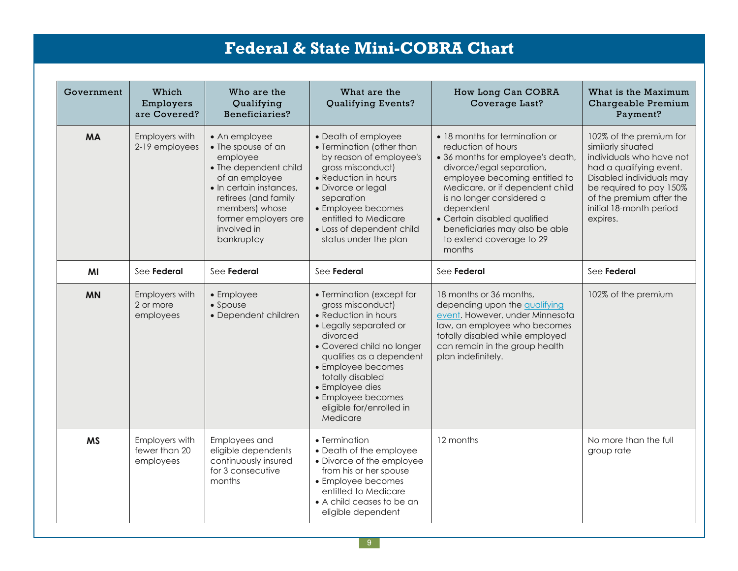# Federal & State Mini-COBRA Chart

| Government | Which Employers are Covered? | Who are the Qualifying Beneficiaries? | What are the Qualifying Events? | How Long Can COBRA Coverage Last? | What is the Maximum Chargeable Premium Payment? |
|---|---|---|---|---|---|
| **MA** | Employers with 2-19 employees | • An employee<br>• The spouse of an employee<br>• The dependent child of an employee<br>• In certain instances, retirees (and family members) whose former employers are involved in bankruptcy | • Death of employee<br>• Termination (other than by reason of employee's gross misconduct)<br>• Reduction in hours<br>• Divorce or legal separation<br>• Employee becomes entitled to Medicare<br>• Loss of dependent child status under the plan | • 18 months for termination or reduction of hours<br>• 36 months for employee's death, divorce/legal separation, employee becoming entitled to Medicare, or if dependent child is no longer considered a dependent<br>• Certain disabled qualified beneficiaries may also be able to extend coverage to 29 months | 102% of the premium for similarly situated individuals who have not had a qualifying event. Disabled individuals may be required to pay 150% of the premium after the initial 18-month period expires. |
| **MI** | See **Federal** | See **Federal** | See **Federal** | See **Federal** | See **Federal** |
| **MN** | Employers with 2 or more employees | • Employee<br>• Spouse<br>• Dependent children | • Termination (except for gross misconduct)<br>• Reduction in hours<br>• Legally separated or divorced<br>• Covered child no longer qualifies as a dependent<br>• Employee becomes totally disabled<br>• Employee dies<br>• Employee becomes eligible for/enrolled in Medicare | 18 months or 36 months, depending upon the qualifying event. However, under Minnesota law, an employee who becomes totally disabled while employed can remain in the group health plan indefinitely. | 102% of the premium |
| **MS** | Employers with fewer than 20 employees | Employees and eligible dependents continuously insured for 3 consecutive months | • Termination<br>• Death of the employee<br>• Divorce of the employee from his or her spouse<br>• Employee becomes entitled to Medicare<br>• A child ceases to be an eligible dependent | 12 months | No more than the full group rate |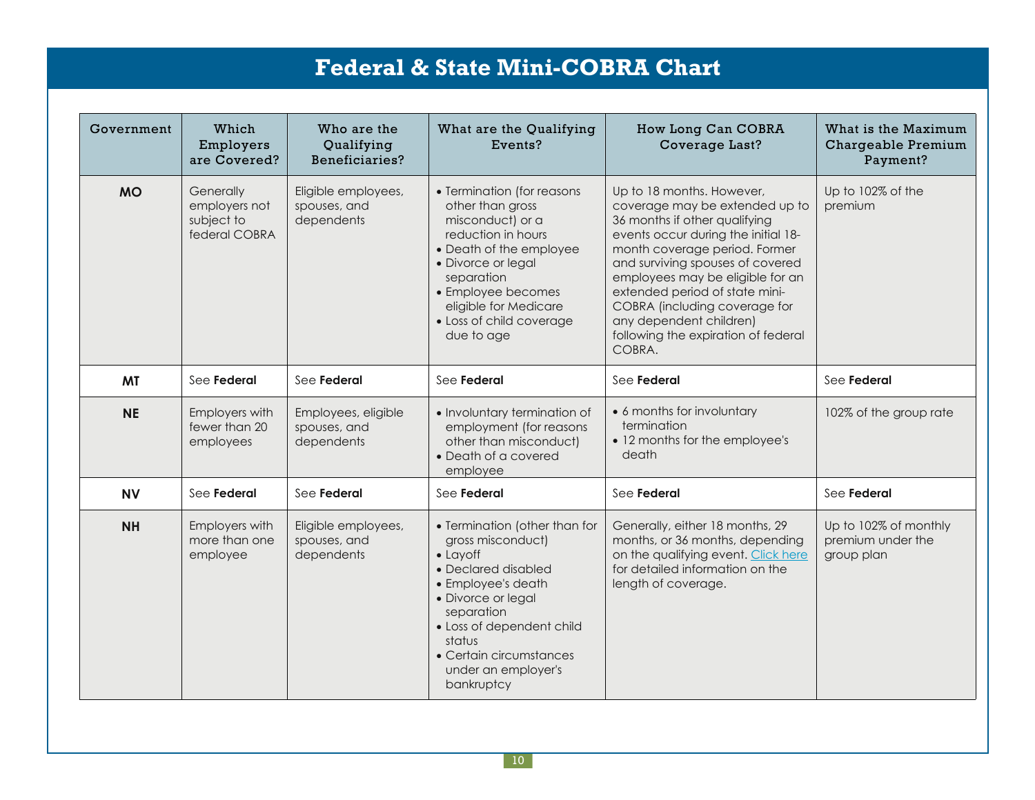# Federal & State Mini-COBRA Chart

| Government | Which Employers are Covered? | Who are the Qualifying Beneficiaries? | What are the Qualifying Events? | How Long Can COBRA Coverage Last? | What is the Maximum Chargeable Premium Payment? |
|---|---|---|---|---|---|
| **MO** | Generally employers not subject to federal COBRA | Eligible employees, spouses, and dependents | • Termination (for reasons other than gross misconduct) or a reduction in hours<br>• Death of the employee<br>• Divorce or legal separation<br>• Employee becomes eligible for Medicare<br>• Loss of child coverage due to age | Up to 18 months. However, coverage may be extended up to 36 months if other qualifying events occur during the initial 18-month coverage period. Former and surviving spouses of covered employees may be eligible for an extended period of state mini-COBRA (including coverage for any dependent children) following the expiration of federal COBRA. | Up to 102% of the premium |
| **MT** | See **Federal** | See **Federal** | See **Federal** | See **Federal** | See **Federal** |
| **NE** | Employers with fewer than 20 employees | Employees, eligible spouses, and dependents | • Involuntary termination of employment (for reasons other than misconduct)<br>• Death of a covered employee | • 6 months for involuntary termination<br>• 12 months for the employee's death | 102% of the group rate |
| **NV** | See **Federal** | See **Federal** | See **Federal** | See **Federal** | See **Federal** |
| **NH** | Employers with more than one employee | Eligible employees, spouses, and dependents | • Termination (other than for gross misconduct)<br>• Layoff<br>• Declared disabled<br>• Employee's death<br>• Divorce or legal separation<br>• Loss of dependent child status<br>• Certain circumstances under an employer's bankruptcy | Generally, either 18 months, 29 months, or 36 months, depending on the qualifying event. Click here for detailed information on the length of coverage. | Up to 102% of monthly premium under the group plan |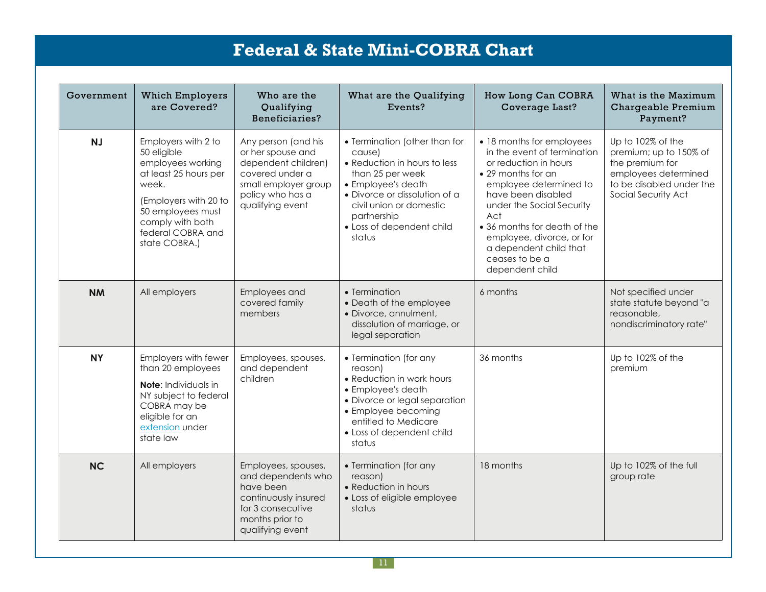# Federal & State Mini-COBRA Chart

| Government | Which Employers are Covered? | Who are the Qualifying Beneficiaries? | What are the Qualifying Events? | How Long Can COBRA Coverage Last? | What is the Maximum Chargeable Premium Payment? |
|---|---|---|---|---|---|
| **NJ** | Employers with 2 to 50 eligible employees working at least 25 hours per week. (Employers with 20 to 50 employees must comply with both federal COBRA and state COBRA.) | Any person (and his or her spouse and dependent children) covered under a small employer group policy who has a qualifying event | • Termination (other than for cause)<br>• Reduction in hours to less than 25 per week<br>• Employee's death<br>• Divorce or dissolution of a civil union or domestic partnership<br>• Loss of dependent child status | • 18 months for employees in the event of termination or reduction in hours<br>• 29 months for an employee determined to have been disabled under the Social Security Act<br>• 36 months for death of the employee, divorce, or for a dependent child that ceases to be a dependent child | Up to 102% of the premium; up to 150% of the premium for employees determined to be disabled under the Social Security Act |
| **NM** | All employers | Employees and covered family members | • Termination<br>• Death of the employee<br>• Divorce, annulment, dissolution of marriage, or legal separation | 6 months | Not specified under state statute beyond "a reasonable, nondiscriminatory rate" |
| **NY** | Employers with fewer than 20 employees<br>**Note**: Individuals in NY subject to federal COBRA may be eligible for an extension under state law | Employees, spouses, and dependent children | • Termination (for any reason)<br>• Reduction in work hours<br>• Employee's death<br>• Divorce or legal separation<br>• Employee becoming entitled to Medicare<br>• Loss of dependent child status | 36 months | Up to 102% of the premium |
| **NC** | All employers | Employees, spouses, and dependents who have been continuously insured for 3 consecutive months prior to qualifying event | • Termination (for any reason)<br>• Reduction in hours<br>• Loss of eligible employee status | 18 months | Up to 102% of the full group rate |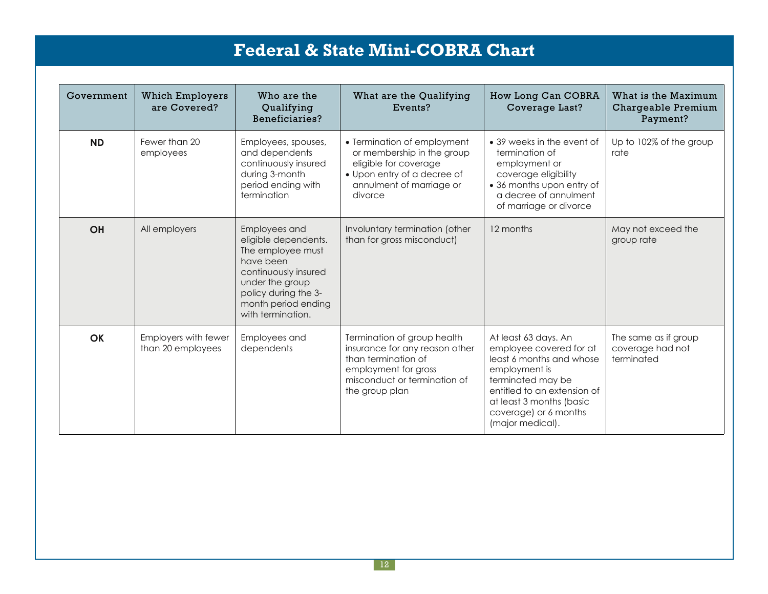# Federal & State Mini-COBRA Chart

| Government | Which Employers are Covered? | Who are the Qualifying Beneficiaries? | What are the Qualifying Events? | How Long Can COBRA Coverage Last? | What is the Maximum Chargeable Premium Payment? |
|---|---|---|---|---|---|
| **ND** | Fewer than 20 employees | Employees, spouses, and dependents continuously insured during 3-month period ending with termination | • Termination of employment or membership in the group eligible for coverage<br>• Upon entry of a decree of annulment of marriage or divorce | • 39 weeks in the event of termination of employment or coverage eligibility<br>• 36 months upon entry of a decree of annulment of marriage or divorce | Up to 102% of the group rate |
| **OH** | All employers | Employees and eligible dependents. The employee must have been continuously insured under the group policy during the 3-month period ending with termination. | Involuntary termination (other than for gross misconduct) | 12 months | May not exceed the group rate |
| **OK** | Employers with fewer than 20 employees | Employees and dependents | Termination of group health insurance for any reason other than termination of employment for gross misconduct or termination of the group plan | At least 63 days. An employee covered for at least 6 months and whose employment is terminated may be entitled to an extension of at least 3 months (basic coverage) or 6 months (major medical). | The same as if group coverage had not terminated |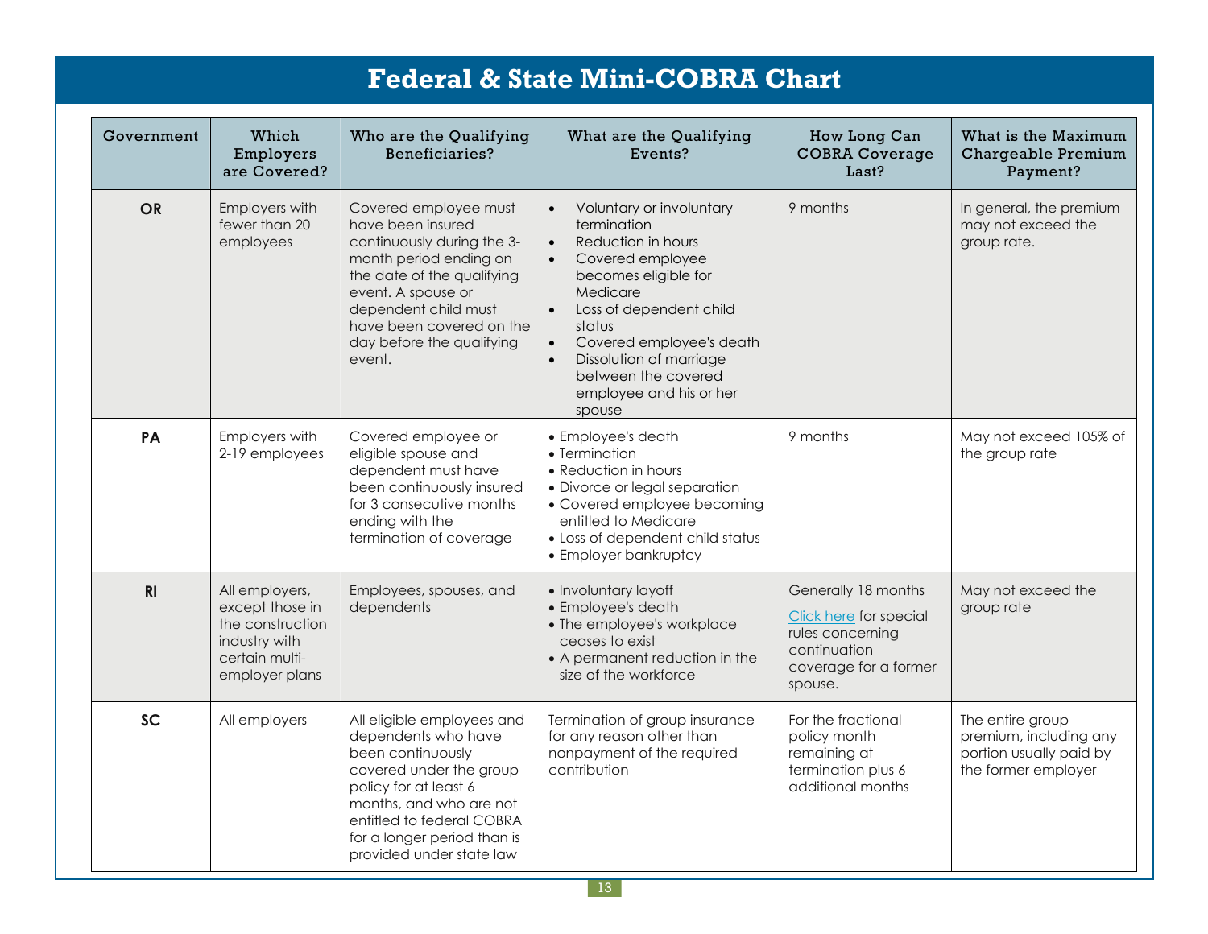# Federal & State Mini-COBRA Chart

| Government | Which Employers are Covered? | Who are the Qualifying Beneficiaries? | What are the Qualifying Events? | How Long Can COBRA Coverage Last? | What is the Maximum Chargeable Premium Payment? |
|---|---|---|---|---|---|
| **OR** | Employers with fewer than 20 employees | Covered employee must have been insured continuously during the 3-month period ending on the date of the qualifying event. A spouse or dependent child must have been covered on the day before the qualifying event. | • Voluntary or involuntary termination<br>• Reduction in hours<br>• Covered employee becomes eligible for Medicare<br>• Loss of dependent child status<br>• Covered employee's death<br>• Dissolution of marriage between the covered employee and his or her spouse | 9 months | In general, the premium may not exceed the group rate. |
| **PA** | Employers with 2-19 employees | Covered employee or eligible spouse and dependent must have been continuously insured for 3 consecutive months ending with the termination of coverage | • Employee's death<br>• Termination<br>• Reduction in hours<br>• Divorce or legal separation<br>• Covered employee becoming entitled to Medicare<br>• Loss of dependent child status<br>• Employer bankruptcy | 9 months | May not exceed 105% of the group rate |
| **RI** | All employers, except those in the construction industry with certain multi-employer plans | Employees, spouses, and dependents | • Involuntary layoff<br>• Employee's death<br>• The employee's workplace ceases to exist<br>• A permanent reduction in the size of the workforce | Generally 18 months<br>Click here for special rules concerning continuation coverage for a former spouse. | May not exceed the group rate |
| **SC** | All employers | All eligible employees and dependents who have been continuously covered under the group policy for at least 6 months, and who are not entitled to federal COBRA for a longer period than is provided under state law | Termination of group insurance for any reason other than nonpayment of the required contribution | For the fractional policy month remaining at termination plus 6 additional months | The entire group premium, including any portion usually paid by the former employer |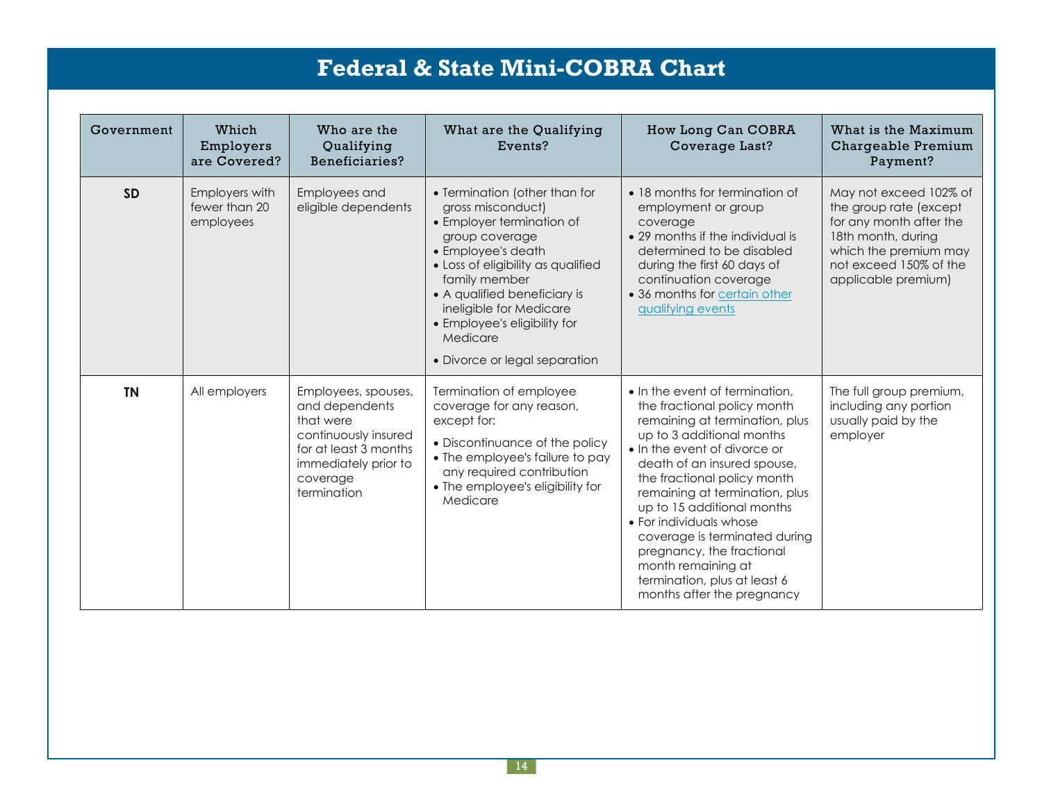# Federal & State Mini-COBRA Chart

| Government | Which Employers are Covered? | Who are the Qualifying Beneficiaries? | What are the Qualifying Events? | How Long Can COBRA Coverage Last? | What is the Maximum Chargeable Premium Payment? |
|---|---|---|---|---|---|
| **SD** | Employers with fewer than 20 employees | Employees and eligible dependents | • Termination (other than for gross misconduct)<br>• Employer termination of group coverage<br>• Employee's death<br>• Loss of eligibility as qualified family member<br>• A qualified beneficiary is ineligible for Medicare<br>• Employee's eligibility for Medicare<br>• Divorce or legal separation | • 18 months for termination of employment or group coverage<br>• 29 months if the individual is determined to be disabled during the first 60 days of continuation coverage<br>• 36 months for certain other qualifying events | May not exceed 102% of the group rate (except for any month after the 18th month, during which the premium may not exceed 150% of the applicable premium) |
| **TN** | All employers | Employees, spouses, and dependents that were continuously insured for at least 3 months immediately prior to coverage termination | Termination of employee coverage for any reason, except for:<br>• Discontinuance of the policy<br>• The employee's failure to pay any required contribution<br>• The employee's eligibility for Medicare | • In the event of termination, the fractional policy month remaining at termination, plus up to 3 additional months<br>• In the event of divorce or death of an insured spouse, the fractional policy month remaining at termination, plus up to 15 additional months<br>• For individuals whose coverage is terminated during pregnancy, the fractional month remaining at termination, plus at least 6 months after the pregnancy | The full group premium, including any portion usually paid by the employer |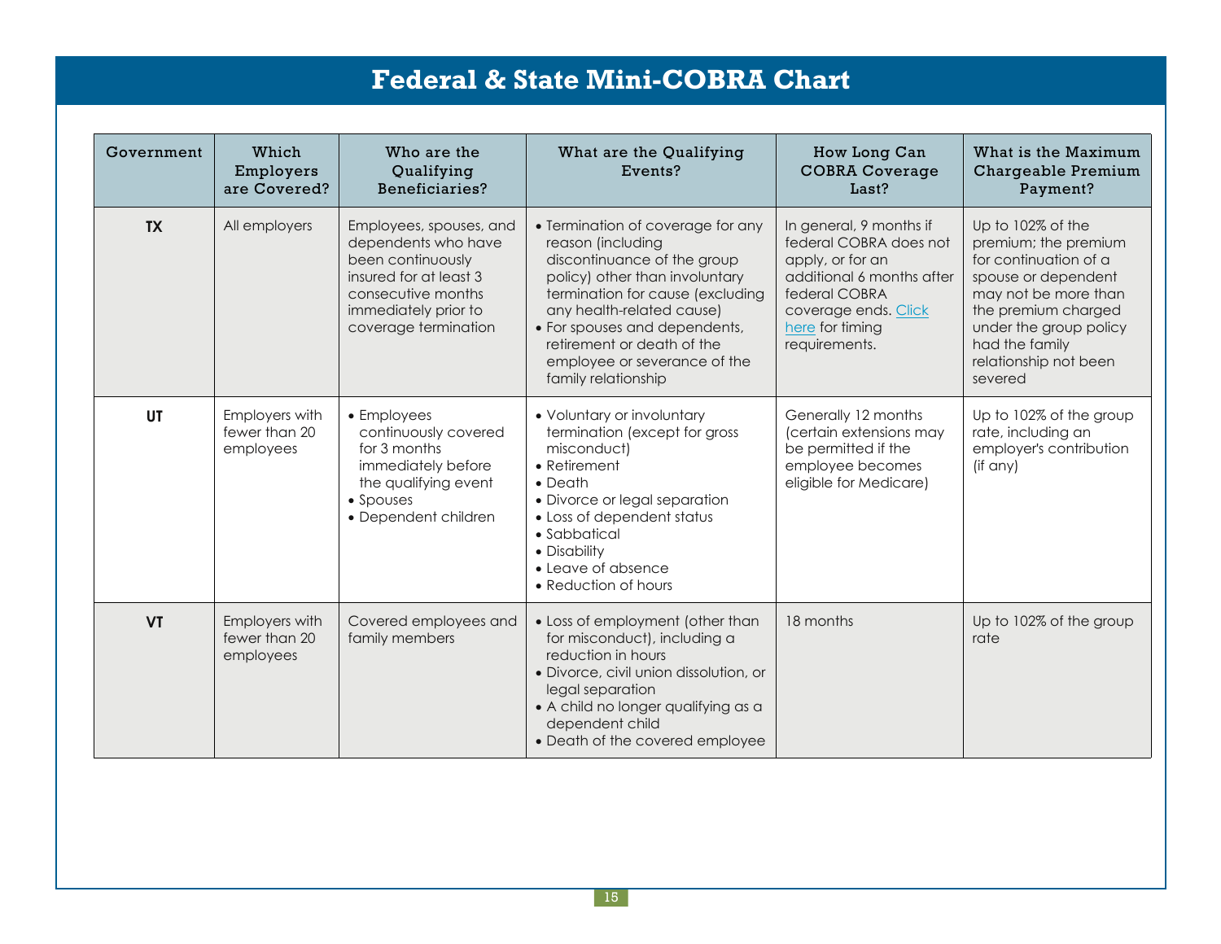# Federal & State Mini-COBRA Chart

| Government | Which Employers are Covered? | Who are the Qualifying Beneficiaries? | What are the Qualifying Events? | How Long Can COBRA Coverage Last? | What is the Maximum Chargeable Premium Payment? |
|---|---|---|---|---|---|
| **TX** | All employers | Employees, spouses, and dependents who have been continuously insured for at least 3 consecutive months immediately prior to coverage termination | • Termination of coverage for any reason (including discontinuance of the group policy) other than involuntary termination for cause (excluding any health-related cause)<br>• For spouses and dependents, retirement or death of the employee or severance of the family relationship | In general, 9 months if federal COBRA does not apply, or for an additional 6 months after federal COBRA coverage ends. Click here for timing requirements. | Up to 102% of the premium; the premium for continuation of a spouse or dependent may not be more than the premium charged under the group policy had the family relationship not been severed |
| **UT** | Employers with fewer than 20 employees | • Employees continuously covered for 3 months immediately before the qualifying event<br>• Spouses<br>• Dependent children | • Voluntary or involuntary termination (except for gross misconduct)<br>• Retirement<br>• Death<br>• Divorce or legal separation<br>• Loss of dependent status<br>• Sabbatical<br>• Disability<br>• Leave of absence<br>• Reduction of hours | Generally 12 months (certain extensions may be permitted if the employee becomes eligible for Medicare) | Up to 102% of the group rate, including an employer's contribution (if any) |
| **VT** | Employers with fewer than 20 employees | Covered employees and family members | • Loss of employment (other than for misconduct), including a reduction in hours<br>• Divorce, civil union dissolution, or legal separation<br>• A child no longer qualifying as a dependent child<br>• Death of the covered employee | 18 months | Up to 102% of the group rate |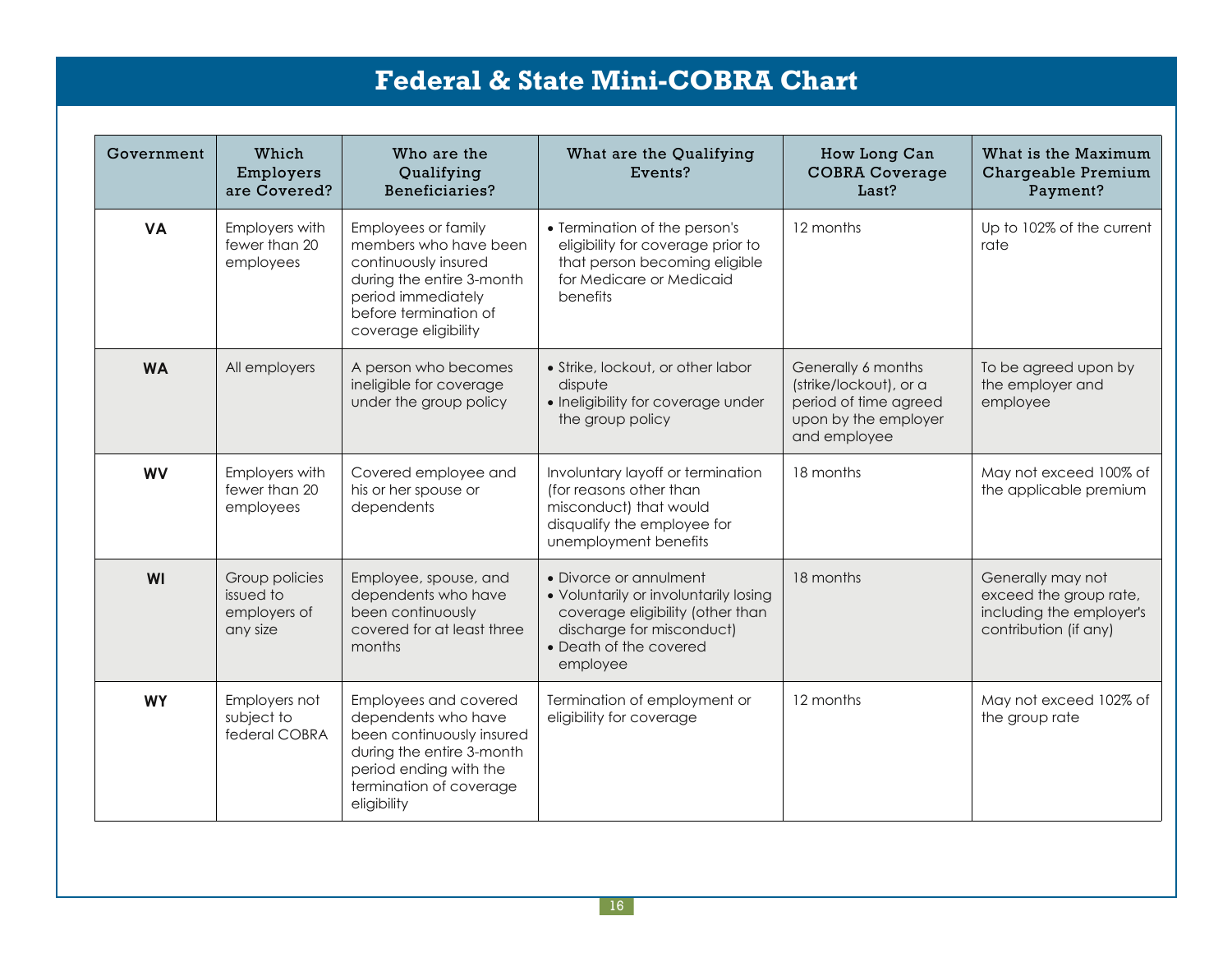# Federal & State Mini-COBRA Chart

| Government | Which Employers are Covered? | Who are the Qualifying Beneficiaries? | What are the Qualifying Events? | How Long Can COBRA Coverage Last? | What is the Maximum Chargeable Premium Payment? |
|---|---|---|---|---|---|
| **VA** | Employers with fewer than 20 employees | Employees or family members who have been continuously insured during the entire 3-month period immediately before termination of coverage eligibility | • Termination of the person's eligibility for coverage prior to that person becoming eligible for Medicare or Medicaid benefits | 12 months | Up to 102% of the current rate |
| **WA** | All employers | A person who becomes ineligible for coverage under the group policy | • Strike, lockout, or other labor dispute<br>• Ineligibility for coverage under the group policy | Generally 6 months (strike/lockout), or a period of time agreed upon by the employer and employee | To be agreed upon by the employer and employee |
| **WV** | Employers with fewer than 20 employees | Covered employee and his or her spouse or dependents | Involuntary layoff or termination (for reasons other than misconduct) that would disqualify the employee for unemployment benefits | 18 months | May not exceed 100% of the applicable premium |
| **WI** | Group policies issued to employers of any size | Employee, spouse, and dependents who have been continuously covered for at least three months | • Divorce or annulment<br>• Voluntarily or involuntarily losing coverage eligibility (other than discharge for misconduct)<br>• Death of the covered employee | 18 months | Generally may not exceed the group rate, including the employer's contribution (if any) |
| **WY** | Employers not subject to federal COBRA | Employees and covered dependents who have been continuously insured during the entire 3-month period ending with the termination of coverage eligibility | Termination of employment or eligibility for coverage | 12 months | May not exceed 102% of the group rate |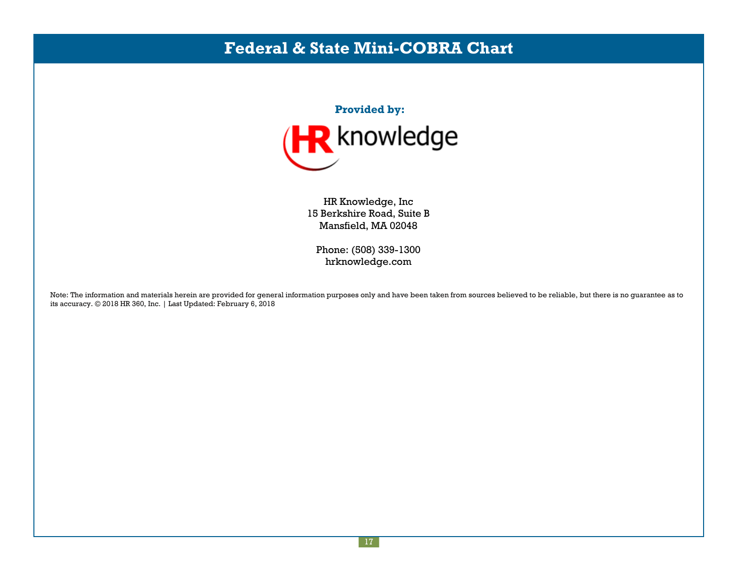# Federal & State Mini-COBRA Chart

**Provided by:**

HR knowledge

HR Knowledge, Inc
15 Berkshire Road, Suite B
Mansfield, MA 02048

Phone: (508) 339-1300
hrknowledge.com

Note: The information and materials herein are provided for general information purposes only and have been taken from sources believed to be reliable, but there is no guarantee as to its accuracy. © 2018 HR 360, Inc. | Last Updated: February 6, 2018